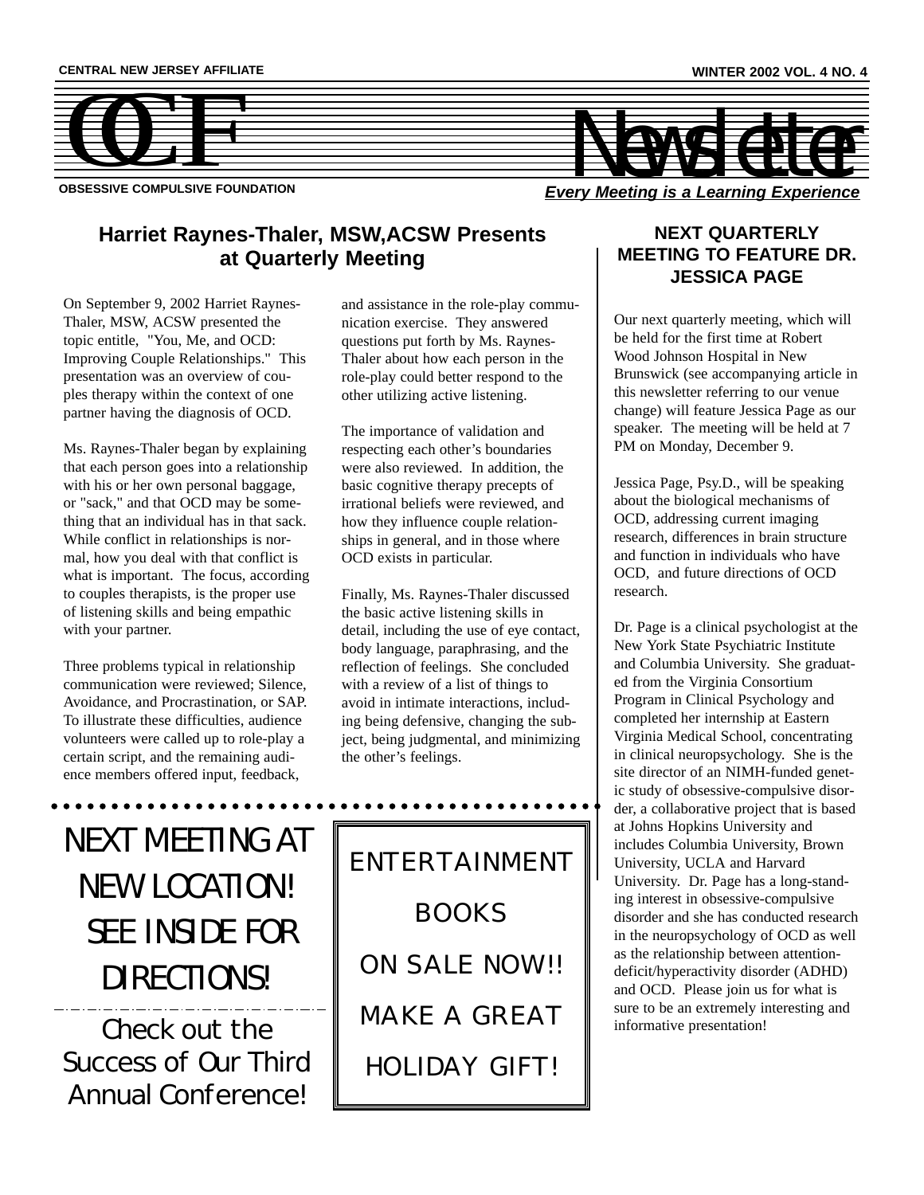CENTRAL NEW JERSEY AFFILIATE

WINTER 2002 VOL. 4 NO. 4

# OCF Newsletter

OBSESSIVE COMPULSIVE FOUNDATION

***Every Meeting is a Learning Experience***

## Harriet Raynes-Thaler, MSW,ACSW Presents at Quarterly Meeting

On September 9, 2002 Harriet Raynes-Thaler, MSW, ACSW presented the topic entitle, "You, Me, and OCD: Improving Couple Relationships." This presentation was an overview of couples therapy within the context of one partner having the diagnosis of OCD.

Ms. Raynes-Thaler began by explaining that each person goes into a relationship with his or her own personal baggage, or "sack," and that OCD may be something that an individual has in that sack. While conflict in relationships is normal, how you deal with that conflict is what is important. The focus, according to couples therapists, is the proper use of listening skills and being empathic with your partner.

Three problems typical in relationship communication were reviewed; Silence, Avoidance, and Procrastination, or SAP. To illustrate these difficulties, audience volunteers were called up to role-play a certain script, and the remaining audience members offered input, feedback, and assistance in the role-play communication exercise. They answered questions put forth by Ms. Raynes-Thaler about how each person in the role-play could better respond to the other utilizing active listening.

The importance of validation and respecting each other's boundaries were also reviewed. In addition, the basic cognitive therapy precepts of irrational beliefs were reviewed, and how they influence couple relationships in general, and in those where OCD exists in particular.

Finally, Ms. Raynes-Thaler discussed the basic active listening skills in detail, including the use of eye contact, body language, paraphrasing, and the reflection of feelings. She concluded with a review of a list of things to avoid in intimate interactions, including being defensive, changing the subject, being judgmental, and minimizing the other's feelings.

## NEXT QUARTERLY MEETING TO FEATURE DR. JESSICA PAGE

Our next quarterly meeting, which will be held for the first time at Robert Wood Johnson Hospital in New Brunswick (see accompanying article in this newsletter referring to our venue change) will feature Jessica Page as our speaker. The meeting will be held at 7 PM on Monday, December 9.

Jessica Page, Psy.D., will be speaking about the biological mechanisms of OCD, addressing current imaging research, differences in brain structure and function in individuals who have OCD, and future directions of OCD research.

Dr. Page is a clinical psychologist at the New York State Psychiatric Institute and Columbia University. She graduated from the Virginia Consortium Program in Clinical Psychology and completed her internship at Eastern Virginia Medical School, concentrating in clinical neuropsychology. She is the site director of an NIMH-funded genetic study of obsessive-compulsive disorder, a collaborative project that is based at Johns Hopkins University and includes Columbia University, Brown University, UCLA and Harvard University. Dr. Page has a long-standing interest in obsessive-compulsive disorder and she has conducted research in the neuropsychology of OCD as well as the relationship between attention-deficit/hyperactivity disorder (ADHD) and OCD. Please join us for what is sure to be an extremely interesting and informative presentation!

NEXT MEETING AT NEW LOCATION! SEE INSIDE FOR DIRECTIONS!

Check out the Success of Our Third Annual Conference!

ENTERTAINMENT BOOKS

ON SALE NOW!!

MAKE A GREAT HOLIDAY GIFT!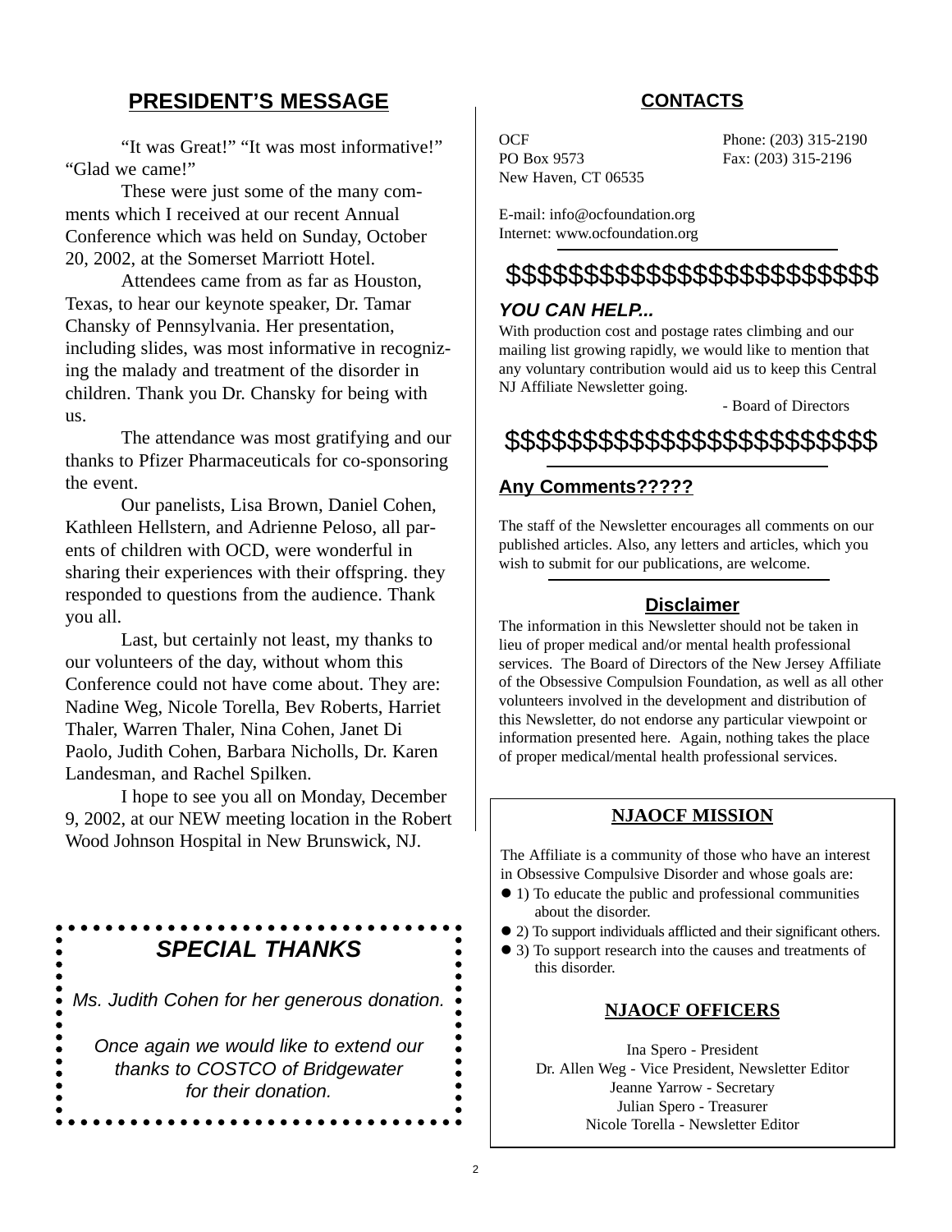## PRESIDENT'S MESSAGE

"It was Great!" "It was most informative!" "Glad we came!"

These were just some of the many comments which I received at our recent Annual Conference which was held on Sunday, October 20, 2002, at the Somerset Marriott Hotel.

Attendees came from as far as Houston, Texas, to hear our keynote speaker, Dr. Tamar Chansky of Pennsylvania. Her presentation, including slides, was most informative in recognizing the malady and treatment of the disorder in children. Thank you Dr. Chansky for being with us.

The attendance was most gratifying and our thanks to Pfizer Pharmaceuticals for co-sponsoring the event.

Our panelists, Lisa Brown, Daniel Cohen, Kathleen Hellstern, and Adrienne Peloso, all parents of children with OCD, were wonderful in sharing their experiences with their offspring. they responded to questions from the audience. Thank you all.

Last, but certainly not least, my thanks to our volunteers of the day, without whom this Conference could not have come about. They are: Nadine Weg, Nicole Torella, Bev Roberts, Harriet Thaler, Warren Thaler, Nina Cohen, Janet Di Paolo, Judith Cohen, Barbara Nicholls, Dr. Karen Landesman, and Rachel Spilken.

I hope to see you all on Monday, December 9, 2002, at our NEW meeting location in the Robert Wood Johnson Hospital in New Brunswick, NJ.

### *SPECIAL THANKS*

*Ms. Judith Cohen for her generous donation.*

*Once again we would like to extend our thanks to COSTCO of Bridgewater for their donation.*

## CONTACTS

OCF
PO Box 9573
New Haven, CT 06535

Phone: (203) 315-2190
Fax: (203) 315-2196

E-mail: info@ocfoundation.org
Internet: www.ocfoundation.org

$$$$$$$$$$$$$$$$$$$$$$$$

### *YOU CAN HELP...*

With production cost and postage rates climbing and our mailing list growing rapidly, we would like to mention that any voluntary contribution would aid us to keep this Central NJ Affiliate Newsletter going.

- Board of Directors

$$$$$$$$$$$$$$$$$$$$$$$$

### Any Comments?????

The staff of the Newsletter encourages all comments on our published articles. Also, any letters and articles, which you wish to submit for our publications, are welcome.

### Disclaimer

The information in this Newsletter should not be taken in lieu of proper medical and/or mental health professional services. The Board of Directors of the New Jersey Affiliate of the Obsessive Compulsion Foundation, as well as all other volunteers involved in the development and distribution of this Newsletter, do not endorse any particular viewpoint or information presented here. Again, nothing takes the place of proper medical/mental health professional services.

### NJAOCF MISSION

The Affiliate is a community of those who have an interest in Obsessive Compulsive Disorder and whose goals are:

- 1) To educate the public and professional communities about the disorder.
- 2) To support individuals afflicted and their significant others.
- 3) To support research into the causes and treatments of this disorder.

### NJAOCF OFFICERS

Ina Spero - President
Dr. Allen Weg - Vice President, Newsletter Editor
Jeanne Yarrow - Secretary
Julian Spero - Treasurer
Nicole Torella - Newsletter Editor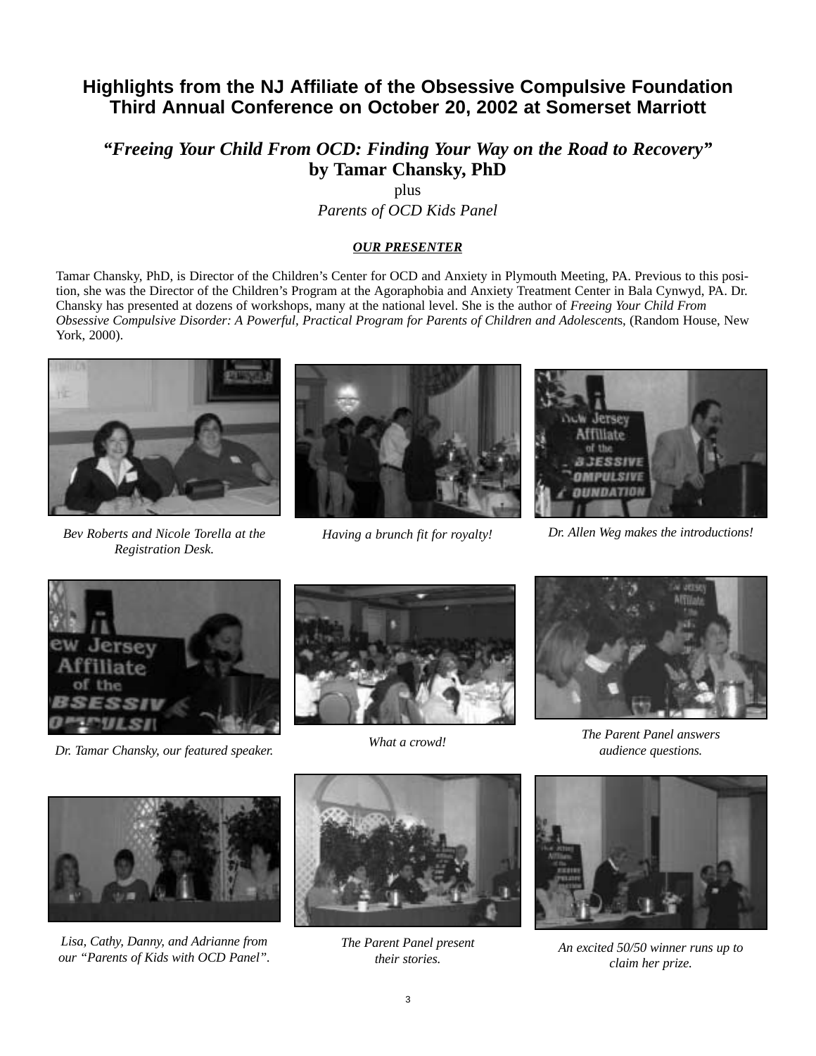# Highlights from the NJ Affiliate of the Obsessive Compulsive Foundation Third Annual Conference on October 20, 2002 at Somerset Marriott

## *"Freeing Your Child From OCD: Finding Your Way on the Road to Recovery"* by Tamar Chansky, PhD

plus

*Parents of OCD Kids Panel*

***OUR PRESENTER***

Tamar Chansky, PhD, is Director of the Children's Center for OCD and Anxiety in Plymouth Meeting, PA. Previous to this position, she was the Director of the Children's Program at the Agoraphobia and Anxiety Treatment Center in Bala Cynwyd, PA. Dr. Chansky has presented at dozens of workshops, many at the national level. She is the author of *Freeing Your Child From Obsessive Compulsive Disorder: A Powerful, Practical Program for Parents of Children and Adolescents*, (Random House, New York, 2000).

*Bev Roberts and Nicole Torella at the Registration Desk.*

*Having a brunch fit for royalty!*

*Dr. Allen Weg makes the introductions!*

*Dr. Tamar Chansky, our featured speaker.*

*What a crowd!*

*The Parent Panel answers audience questions.*

*Lisa, Cathy, Danny, and Adrianne from our "Parents of Kids with OCD Panel".*

*The Parent Panel present their stories.*

*An excited 50/50 winner runs up to claim her prize.*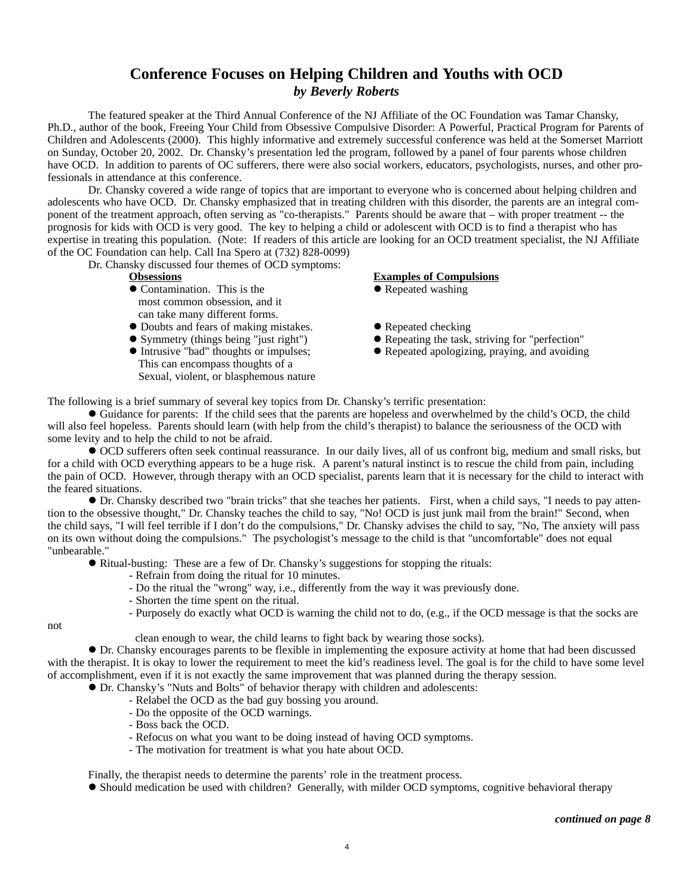# Conference Focuses on Helping Children and Youths with OCD

***by Beverly Roberts***

The featured speaker at the Third Annual Conference of the NJ Affiliate of the OC Foundation was Tamar Chansky, Ph.D., author of the book, Freeing Your Child from Obsessive Compulsive Disorder: A Powerful, Practical Program for Parents of Children and Adolescents (2000). This highly informative and extremely successful conference was held at the Somerset Marriott on Sunday, October 20, 2002. Dr. Chansky's presentation led the program, followed by a panel of four parents whose children have OCD. In addition to parents of OC sufferers, there were also social workers, educators, psychologists, nurses, and other professionals in attendance at this conference.

Dr. Chansky covered a wide range of topics that are important to everyone who is concerned about helping children and adolescents who have OCD. Dr. Chansky emphasized that in treating children with this disorder, the parents are an integral component of the treatment approach, often serving as "co-therapists." Parents should be aware that – with proper treatment -- the prognosis for kids with OCD is very good. The key to helping a child or adolescent with OCD is to find a therapist who has expertise in treating this population. (Note: If readers of this article are looking for an OCD treatment specialist, the NJ Affiliate of the OC Foundation can help. Call Ina Spero at (732) 828-0099)

Dr. Chansky discussed four themes of OCD symptoms:

| **Obsessions** | **Examples of Compulsions** |
|---|---|
| ● Contamination. This is the most common obsession, and it can take many different forms. | ● Repeated washing |
| ● Doubts and fears of making mistakes. | ● Repeated checking |
| ● Symmetry (things being "just right") | ● Repeating the task, striving for "perfection" |
| ● Intrusive "bad" thoughts or impulses; This can encompass thoughts of a Sexual, violent, or blasphemous nature | ● Repeated apologizing, praying, and avoiding |

The following is a brief summary of several key topics from Dr. Chansky's terrific presentation:

● Guidance for parents: If the child sees that the parents are hopeless and overwhelmed by the child's OCD, the child will also feel hopeless. Parents should learn (with help from the child's therapist) to balance the seriousness of the OCD with some levity and to help the child to not be afraid.

● OCD sufferers often seek continual reassurance. In our daily lives, all of us confront big, medium and small risks, but for a child with OCD everything appears to be a huge risk. A parent's natural instinct is to rescue the child from pain, including the pain of OCD. However, through therapy with an OCD specialist, parents learn that it is necessary for the child to interact with the feared situations.

● Dr. Chansky described two "brain tricks" that she teaches her patients. First, when a child says, "I needs to pay attention to the obsessive thought," Dr. Chansky teaches the child to say, "No! OCD is just junk mail from the brain!" Second, when the child says, "I will feel terrible if I don't do the compulsions," Dr. Chansky advises the child to say, "No, The anxiety will pass on its own without doing the compulsions." The psychologist's message to the child is that "uncomfortable" does not equal "unbearable."

● Ritual-busting: These are a few of Dr. Chansky's suggestions for stopping the rituals:

- Refrain from doing the ritual for 10 minutes.
- Do the ritual the "wrong" way, i.e., differently from the way it was previously done.
- Shorten the time spent on the ritual.
- Purposely do exactly what OCD is warning the child not to do, (e.g., if the OCD message is that the socks are not clean enough to wear, the child learns to fight back by wearing those socks).

● Dr. Chansky encourages parents to be flexible in implementing the exposure activity at home that had been discussed with the therapist. It is okay to lower the requirement to meet the kid's readiness level. The goal is for the child to have some level of accomplishment, even if it is not exactly the same improvement that was planned during the therapy session.

● Dr. Chansky's "Nuts and Bolts" of behavior therapy with children and adolescents:

- Relabel the OCD as the bad guy bossing you around.
- Do the opposite of the OCD warnings.
- Boss back the OCD.
- Refocus on what you want to be doing instead of having OCD symptoms.
- The motivation for treatment is what you hate about OCD.

Finally, the therapist needs to determine the parents' role in the treatment process.

● Should medication be used with children? Generally, with milder OCD symptoms, cognitive behavioral therapy

***continued on page 8***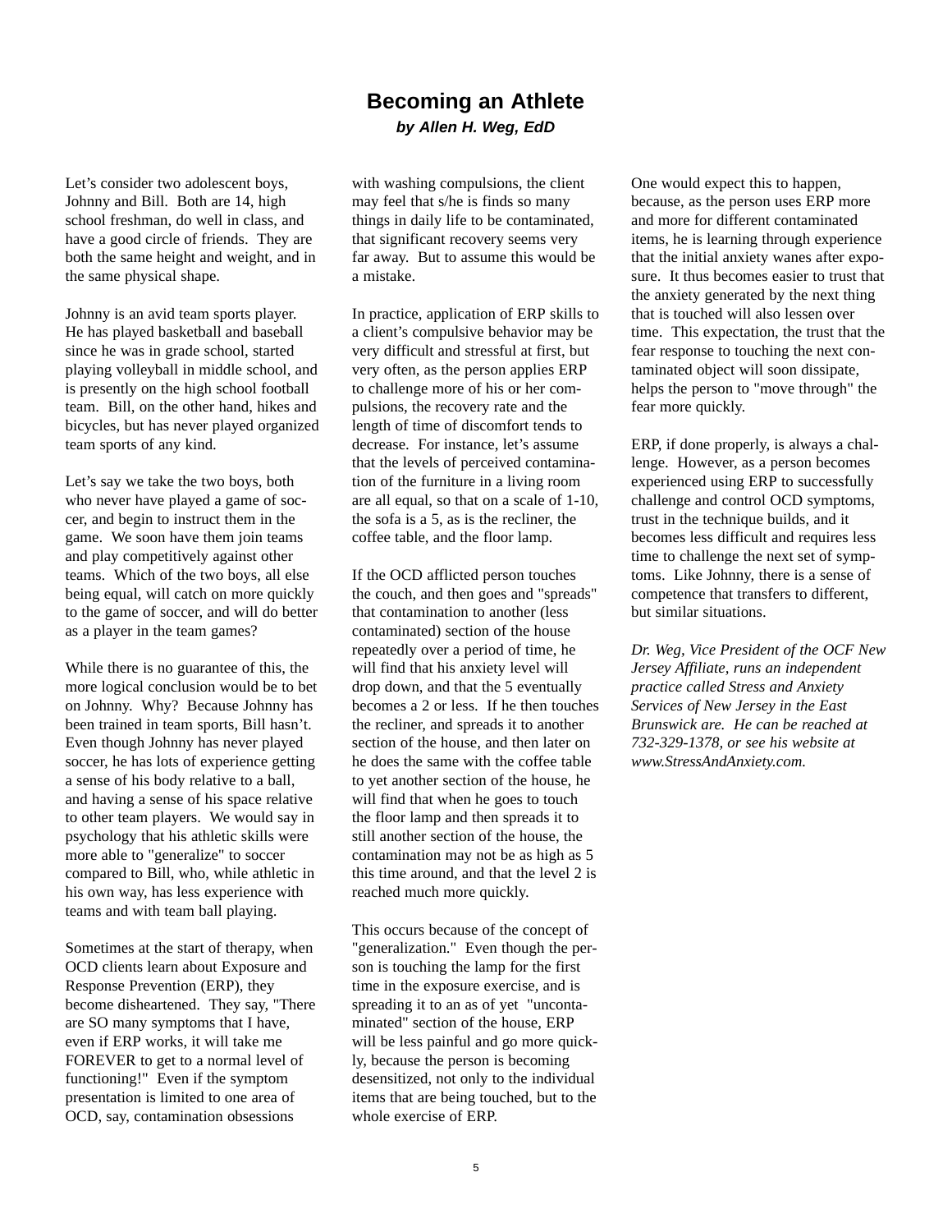# Becoming an Athlete

***by Allen H. Weg, EdD***

Let's consider two adolescent boys, Johnny and Bill. Both are 14, high school freshman, do well in class, and have a good circle of friends. They are both the same height and weight, and in the same physical shape.

Johnny is an avid team sports player. He has played basketball and baseball since he was in grade school, started playing volleyball in middle school, and is presently on the high school football team. Bill, on the other hand, hikes and bicycles, but has never played organized team sports of any kind.

Let's say we take the two boys, both who never have played a game of soccer, and begin to instruct them in the game. We soon have them join teams and play competitively against other teams. Which of the two boys, all else being equal, will catch on more quickly to the game of soccer, and will do better as a player in the team games?

While there is no guarantee of this, the more logical conclusion would be to bet on Johnny. Why? Because Johnny has been trained in team sports, Bill hasn't. Even though Johnny has never played soccer, he has lots of experience getting a sense of his body relative to a ball, and having a sense of his space relative to other team players. We would say in psychology that his athletic skills were more able to "generalize" to soccer compared to Bill, who, while athletic in his own way, has less experience with teams and with team ball playing.

Sometimes at the start of therapy, when OCD clients learn about Exposure and Response Prevention (ERP), they become disheartened. They say, "There are SO many symptoms that I have, even if ERP works, it will take me FOREVER to get to a normal level of functioning!" Even if the symptom presentation is limited to one area of OCD, say, contamination obsessions with washing compulsions, the client may feel that s/he is finds so many things in daily life to be contaminated, that significant recovery seems very far away. But to assume this would be a mistake.

In practice, application of ERP skills to a client's compulsive behavior may be very difficult and stressful at first, but very often, as the person applies ERP to challenge more of his or her compulsions, the recovery rate and the length of time of discomfort tends to decrease. For instance, let's assume that the levels of perceived contamination of the furniture in a living room are all equal, so that on a scale of 1-10, the sofa is a 5, as is the recliner, the coffee table, and the floor lamp.

If the OCD afflicted person touches the couch, and then goes and "spreads" that contamination to another (less contaminated) section of the house repeatedly over a period of time, he will find that his anxiety level will drop down, and that the 5 eventually becomes a 2 or less. If he then touches the recliner, and spreads it to another section of the house, and then later on he does the same with the coffee table to yet another section of the house, he will find that when he goes to touch the floor lamp and then spreads it to still another section of the house, the contamination may not be as high as 5 this time around, and that the level 2 is reached much more quickly.

This occurs because of the concept of "generalization." Even though the person is touching the lamp for the first time in the exposure exercise, and is spreading it to an as of yet "uncontaminated" section of the house, ERP will be less painful and go more quickly, because the person is becoming desensitized, not only to the individual items that are being touched, but to the whole exercise of ERP.

One would expect this to happen, because, as the person uses ERP more and more for different contaminated items, he is learning through experience that the initial anxiety wanes after exposure. It thus becomes easier to trust that the anxiety generated by the next thing that is touched will also lessen over time. This expectation, the trust that the fear response to touching the next contaminated object will soon dissipate, helps the person to "move through" the fear more quickly.

ERP, if done properly, is always a challenge. However, as a person becomes experienced using ERP to successfully challenge and control OCD symptoms, trust in the technique builds, and it becomes less difficult and requires less time to challenge the next set of symptoms. Like Johnny, there is a sense of competence that transfers to different, but similar situations.

*Dr. Weg, Vice President of the OCF New Jersey Affiliate, runs an independent practice called Stress and Anxiety Services of New Jersey in the East Brunswick are. He can be reached at 732-329-1378, or see his website at www.StressAndAnxiety.com.*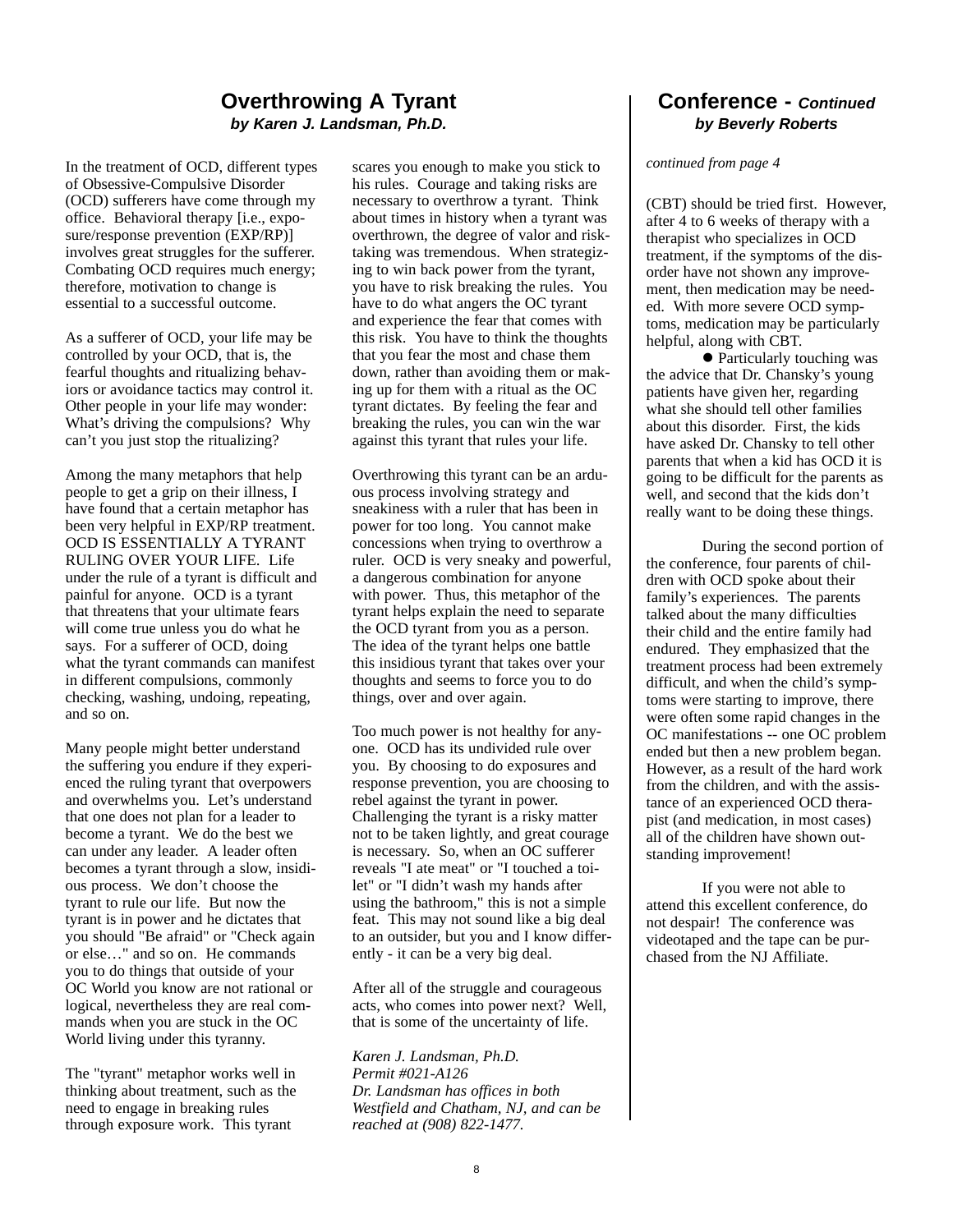## Overthrowing A Tyrant

***by Karen J. Landsman, Ph.D.***

In the treatment of OCD, different types of Obsessive-Compulsive Disorder (OCD) sufferers have come through my office. Behavioral therapy [i.e., exposure/response prevention (EXP/RP)] involves great struggles for the sufferer. Combating OCD requires much energy; therefore, motivation to change is essential to a successful outcome.

As a sufferer of OCD, your life may be controlled by your OCD, that is, the fearful thoughts and ritualizing behaviors or avoidance tactics may control it. Other people in your life may wonder: What's driving the compulsions? Why can't you just stop the ritualizing?

Among the many metaphors that help people to get a grip on their illness, I have found that a certain metaphor has been very helpful in EXP/RP treatment. OCD IS ESSENTIALLY A TYRANT RULING OVER YOUR LIFE. Life under the rule of a tyrant is difficult and painful for anyone. OCD is a tyrant that threatens that your ultimate fears will come true unless you do what he says. For a sufferer of OCD, doing what the tyrant commands can manifest in different compulsions, commonly checking, washing, undoing, repeating, and so on.

Many people might better understand the suffering you endure if they experienced the ruling tyrant that overpowers and overwhelms you. Let's understand that one does not plan for a leader to become a tyrant. We do the best we can under any leader. A leader often becomes a tyrant through a slow, insidious process. We don't choose the tyrant to rule our life. But now the tyrant is in power and he dictates that you should "Be afraid" or "Check again or else…" and so on. He commands you to do things that outside of your OC World you know are not rational or logical, nevertheless they are real commands when you are stuck in the OC World living under this tyranny.

The "tyrant" metaphor works well in thinking about treatment, such as the need to engage in breaking rules through exposure work. This tyrant scares you enough to make you stick to his rules. Courage and taking risks are necessary to overthrow a tyrant. Think about times in history when a tyrant was overthrown, the degree of valor and risk-taking was tremendous. When strategizing to win back power from the tyrant, you have to risk breaking the rules. You have to do what angers the OC tyrant and experience the fear that comes with this risk. You have to think the thoughts that you fear the most and chase them down, rather than avoiding them or making up for them with a ritual as the OC tyrant dictates. By feeling the fear and breaking the rules, you can win the war against this tyrant that rules your life.

Overthrowing this tyrant can be an arduous process involving strategy and sneakiness with a ruler that has been in power for too long. You cannot make concessions when trying to overthrow a ruler. OCD is very sneaky and powerful, a dangerous combination for anyone with power. Thus, this metaphor of the tyrant helps explain the need to separate the OCD tyrant from you as a person. The idea of the tyrant helps one battle this insidious tyrant that takes over your thoughts and seems to force you to do things, over and over again.

Too much power is not healthy for anyone. OCD has its undivided rule over you. By choosing to do exposures and response prevention, you are choosing to rebel against the tyrant in power. Challenging the tyrant is a risky matter not to be taken lightly, and great courage is necessary. So, when an OC sufferer reveals "I ate meat" or "I touched a toilet" or "I didn't wash my hands after using the bathroom," this is not a simple feat. This may not sound like a big deal to an outsider, but you and I know differently - it can be a very big deal.

After all of the struggle and courageous acts, who comes into power next? Well, that is some of the uncertainty of life.

*Karen J. Landsman, Ph.D.*
*Permit #021-A126*
*Dr. Landsman has offices in both Westfield and Chatham, NJ, and can be reached at (908) 822-1477.*

## Conference - *Continued*

***by Beverly Roberts***

*continued from page 4*

(CBT) should be tried first. However, after 4 to 6 weeks of therapy with a therapist who specializes in OCD treatment, if the symptoms of the disorder have not shown any improvement, then medication may be needed. With more severe OCD symptoms, medication may be particularly helpful, along with CBT.

● Particularly touching was the advice that Dr. Chansky's young patients have given her, regarding what she should tell other families about this disorder. First, the kids have asked Dr. Chansky to tell other parents that when a kid has OCD it is going to be difficult for the parents as well, and second that the kids don't really want to be doing these things.

During the second portion of the conference, four parents of children with OCD spoke about their family's experiences. The parents talked about the many difficulties their child and the entire family had endured. They emphasized that the treatment process had been extremely difficult, and when the child's symptoms were starting to improve, there were often some rapid changes in the OC manifestations -- one OC problem ended but then a new problem began. However, as a result of the hard work from the children, and with the assistance of an experienced OCD therapist (and medication, in most cases) all of the children have shown outstanding improvement!

If you were not able to attend this excellent conference, do not despair! The conference was videotaped and the tape can be purchased from the NJ Affiliate.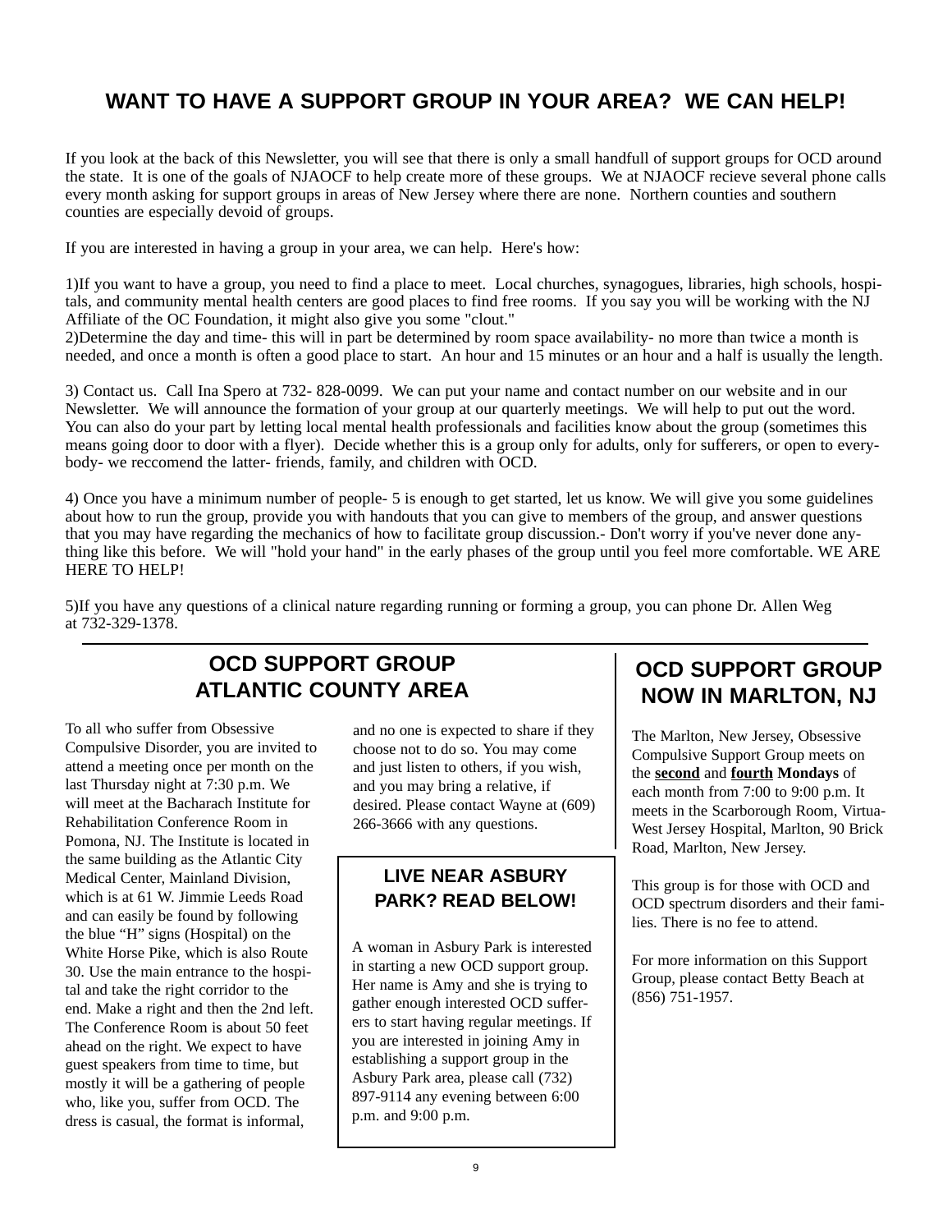## WANT TO HAVE A SUPPORT GROUP IN YOUR AREA? WE CAN HELP!

If you look at the back of this Newsletter, you will see that there is only a small handfull of support groups for OCD around the state. It is one of the goals of NJAOCF to help create more of these groups. We at NJAOCF recieve several phone calls every month asking for support groups in areas of New Jersey where there are none. Northern counties and southern counties are especially devoid of groups.

If you are interested in having a group in your area, we can help. Here's how:

1)If you want to have a group, you need to find a place to meet. Local churches, synagogues, libraries, high schools, hospitals, and community mental health centers are good places to find free rooms. If you say you will be working with the NJ Affiliate of the OC Foundation, it might also give you some "clout."
2)Determine the day and time- this will in part be determined by room space availability- no more than twice a month is needed, and once a month is often a good place to start. An hour and 15 minutes or an hour and a half is usually the length.

3) Contact us. Call Ina Spero at 732- 828-0099. We can put your name and contact number on our website and in our Newsletter. We will announce the formation of your group at our quarterly meetings. We will help to put out the word. You can also do your part by letting local mental health professionals and facilities know about the group (sometimes this means going door to door with a flyer). Decide whether this is a group only for adults, only for sufferers, or open to everybody- we reccomend the latter- friends, family, and children with OCD.

4) Once you have a minimum number of people- 5 is enough to get started, let us know. We will give you some guidelines about how to run the group, provide you with handouts that you can give to members of the group, and answer questions that you may have regarding the mechanics of how to facilitate group discussion.- Don't worry if you've never done anything like this before. We will "hold your hand" in the early phases of the group until you feel more comfortable. WE ARE HERE TO HELP!

5)If you have any questions of a clinical nature regarding running or forming a group, you can phone Dr. Allen Weg at 732-329-1378.

## OCD SUPPORT GROUP ATLANTIC COUNTY AREA

To all who suffer from Obsessive Compulsive Disorder, you are invited to attend a meeting once per month on the last Thursday night at 7:30 p.m. We will meet at the Bacharach Institute for Rehabilitation Conference Room in Pomona, NJ. The Institute is located in the same building as the Atlantic City Medical Center, Mainland Division, which is at 61 W. Jimmie Leeds Road and can easily be found by following the blue “H” signs (Hospital) on the White Horse Pike, which is also Route 30. Use the main entrance to the hospital and take the right corridor to the end. Make a right and then the 2nd left. The Conference Room is about 50 feet ahead on the right. We expect to have guest speakers from time to time, but mostly it will be a gathering of people who, like you, suffer from OCD. The dress is casual, the format is informal, and no one is expected to share if they choose not to do so. You may come and just listen to others, if you wish, and you may bring a relative, if desired. Please contact Wayne at (609) 266-3666 with any questions.

### LIVE NEAR ASBURY PARK? READ BELOW!

A woman in Asbury Park is interested in starting a new OCD support group. Her name is Amy and she is trying to gather enough interested OCD sufferers to start having regular meetings. If you are interested in joining Amy in establishing a support group in the Asbury Park area, please call (732) 897-9114 any evening between 6:00 p.m. and 9:00 p.m.

## OCD SUPPORT GROUP NOW IN MARLTON, NJ

The Marlton, New Jersey, Obsessive Compulsive Support Group meets on the **second** and **fourth** **Mondays** of each month from 7:00 to 9:00 p.m. It meets in the Scarborough Room, Virtua-West Jersey Hospital, Marlton, 90 Brick Road, Marlton, New Jersey.

This group is for those with OCD and OCD spectrum disorders and their families. There is no fee to attend.

For more information on this Support Group, please contact Betty Beach at (856) 751-1957.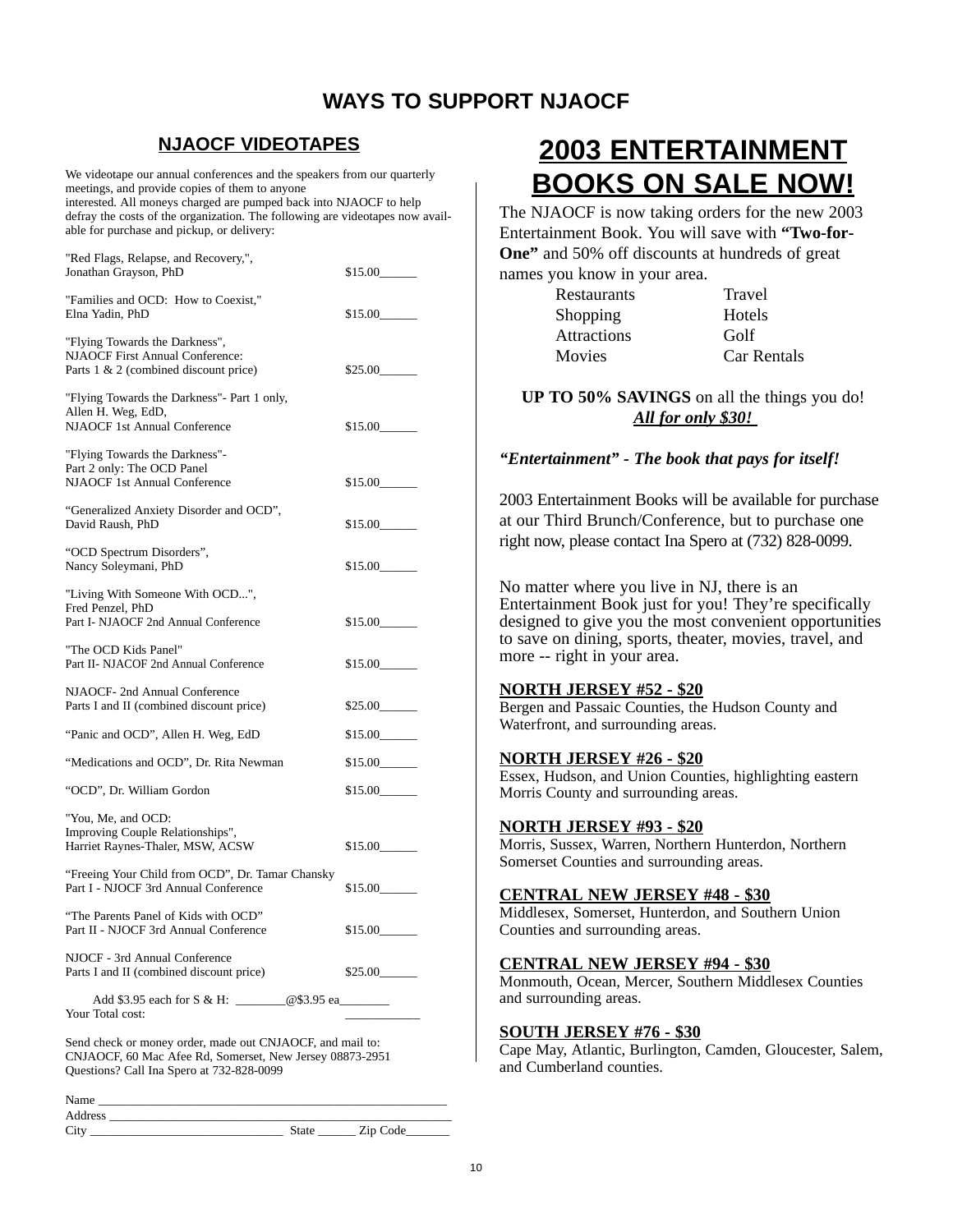# WAYS TO SUPPORT NJAOCF

## NJAOCF VIDEOTAPES

We videotape our annual conferences and the speakers from our quarterly meetings, and provide copies of them to anyone interested. All moneys charged are pumped back into NJAOCF to help defray the costs of the organization. The following are videotapes now available for purchase and pickup, or delivery:

| | |
|---|---|
| "Red Flags, Relapse, and Recovery,", Jonathan Grayson, PhD | $15.00______ |
| "Families and OCD: How to Coexist," Elna Yadin, PhD | $15.00______ |
| "Flying Towards the Darkness", NJAOCF First Annual Conference: Parts 1 & 2 (combined discount price) | $25.00______ |
| "Flying Towards the Darkness"- Part 1 only, Allen H. Weg, EdD, NJAOCF 1st Annual Conference | $15.00______ |
| "Flying Towards the Darkness"- Part 2 only: The OCD Panel NJAOCF 1st Annual Conference | $15.00______ |
| "Generalized Anxiety Disorder and OCD", David Raush, PhD | $15.00______ |
| "OCD Spectrum Disorders", Nancy Soleymani, PhD | $15.00______ |
| "Living With Someone With OCD...", Fred Penzel, PhD Part I- NJAOCF 2nd Annual Conference | $15.00______ |
| "The OCD Kids Panel" Part II- NJACOF 2nd Annual Conference | $15.00______ |
| NJAOCF- 2nd Annual Conference Parts I and II (combined discount price) | $25.00______ |
| "Panic and OCD", Allen H. Weg, EdD | $15.00______ |
| "Medications and OCD", Dr. Rita Newman | $15.00______ |
| "OCD", Dr. William Gordon | $15.00______ |
| "You, Me, and OCD: Improving Couple Relationships", Harriet Raynes-Thaler, MSW, ACSW | $15.00______ |
| "Freeing Your Child from OCD", Dr. Tamar Chansky Part I - NJOCF 3rd Annual Conference | $15.00______ |
| "The Parents Panel of Kids with OCD" Part II - NJOCF 3rd Annual Conference | $15.00______ |
| NJOCF - 3rd Annual Conference Parts I and II (combined discount price) | $25.00______ |

Add $3.95 each for S & H: ________@$3.95 ea________

Your Total cost: ___________

Send check or money order, made out CNJAOCF, and mail to: CNJAOCF, 60 Mac Afee Rd, Somerset, New Jersey 08873-2951
Questions? Call Ina Spero at 732-828-0099

Name ______________________________________________________
Address ____________________________________________________
City ____________________________ State ______ Zip Code_______

# 2003 ENTERTAINMENT BOOKS ON SALE NOW!

The NJAOCF is now taking orders for the new 2003 Entertainment Book. You will save with **"Two-for-One"** and 50% off discounts at hundreds of great names you know in your area.

| | |
|---|---|
| Restaurants | Travel |
| Shopping | Hotels |
| Attractions | Golf |
| Movies | Car Rentals |

**UP TO 50% SAVINGS** on all the things you do! ***All for only $30!***

***"Entertainment" - The book that pays for itself!***

2003 Entertainment Books will be available for purchase at our Third Brunch/Conference, but to purchase one right now, please contact Ina Spero at (732) 828-0099.

No matter where you live in NJ, there is an Entertainment Book just for you! They're specifically designed to give you the most convenient opportunities to save on dining, sports, theater, movies, travel, and more -- right in your area.

**NORTH JERSEY #52 - $20**
Bergen and Passaic Counties, the Hudson County and Waterfront, and surrounding areas.

**NORTH JERSEY #26 - $20**
Essex, Hudson, and Union Counties, highlighting eastern Morris County and surrounding areas.

**NORTH JERSEY #93 - $20**
Morris, Sussex, Warren, Northern Hunterdon, Northern Somerset Counties and surrounding areas.

**CENTRAL NEW JERSEY #48 - $30**
Middlesex, Somerset, Hunterdon, and Southern Union Counties and surrounding areas.

**CENTRAL NEW JERSEY #94 - $30**
Monmouth, Ocean, Mercer, Southern Middlesex Counties and surrounding areas.

**SOUTH JERSEY #76 - $30**
Cape May, Atlantic, Burlington, Camden, Gloucester, Salem, and Cumberland counties.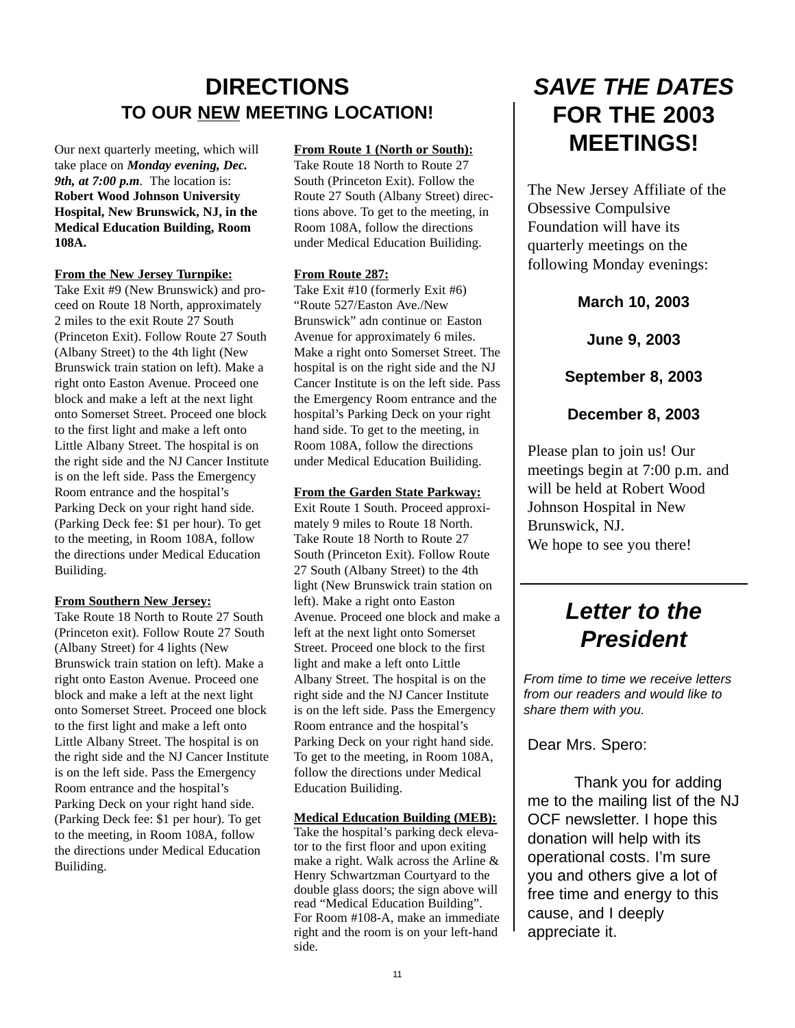# DIRECTIONS

## TO OUR NEW MEETING LOCATION!

Our next quarterly meeting, which will take place on ***Monday evening, Dec. 9th, at 7:00 p.m***. The location is: **Robert Wood Johnson University Hospital, New Brunswick, NJ, in the Medical Education Building, Room 108A.**

**From the New Jersey Turnpike:**
Take Exit #9 (New Brunswick) and proceed on Route 18 North, approximately 2 miles to the exit Route 27 South (Princeton Exit). Follow Route 27 South (Albany Street) to the 4th light (New Brunswick train station on left). Make a right onto Easton Avenue. Proceed one block and make a left at the next light onto Somerset Street. Proceed one block to the first light and make a left onto Little Albany Street. The hospital is on the right side and the NJ Cancer Institute is on the left side. Pass the Emergency Room entrance and the hospital's Parking Deck on your right hand side. (Parking Deck fee: $1 per hour). To get to the meeting, in Room 108A, follow the directions under Medical Education Builiding.

**From Southern New Jersey:**
Take Route 18 North to Route 27 South (Princeton exit). Follow Route 27 South (Albany Street) for 4 lights (New Brunswick train station on left). Make a right onto Easton Avenue. Proceed one block and make a left at the next light onto Somerset Street. Proceed one block to the first light and make a left onto Little Albany Street. The hospital is on the right side and the NJ Cancer Institute is on the left side. Pass the Emergency Room entrance and the hospital's Parking Deck on your right hand side. (Parking Deck fee: $1 per hour). To get to the meeting, in Room 108A, follow the directions under Medical Education Builiding.

**From Route 1 (North or South):**
Take Route 18 North to Route 27 South (Princeton Exit). Follow the Route 27 South (Albany Street) directions above. To get to the meeting, in Room 108A, follow the directions under Medical Education Builiding.

**From Route 287:**
Take Exit #10 (formerly Exit #6) "Route 527/Easton Ave./New Brunswick" adn continue on Easton Avenue for approximately 6 miles. Make a right onto Somerset Street. The hospital is on the right side and the NJ Cancer Institute is on the left side. Pass the Emergency Room entrance and the hospital's Parking Deck on your right hand side. To get to the meeting, in Room 108A, follow the directions under Medical Education Builiding.

**From the Garden State Parkway:**
Exit Route 1 South. Proceed approximately 9 miles to Route 18 North. Take Route 18 North to Route 27 South (Princeton Exit). Follow Route 27 South (Albany Street) to the 4th light (New Brunswick train station on left). Make a right onto Easton Avenue. Proceed one block and make a left at the next light onto Somerset Street. Proceed one block to the first light and make a left onto Little Albany Street. The hospital is on the right side and the NJ Cancer Institute is on the left side. Pass the Emergency Room entrance and the hospital's Parking Deck on your right hand side. To get to the meeting, in Room 108A, follow the directions under Medical Education Builiding.

**Medical Education Building (MEB):**
Take the hospital's parking deck elevator to the first floor and upon exiting make a right. Walk across the Arline & Henry Schwartzman Courtyard to the double glass doors; the sign above will read "Medical Education Building". For Room #108-A, make an immediate right and the room is on your left-hand side.

# *SAVE THE DATES* FOR THE 2003 MEETINGS!

The New Jersey Affiliate of the Obsessive Compulsive Foundation will have its quarterly meetings on the following Monday evenings:

**March 10, 2003**

**June 9, 2003**

**September 8, 2003**

**December 8, 2003**

Please plan to join us! Our meetings begin at 7:00 p.m. and will be held at Robert Wood Johnson Hospital in New Brunswick, NJ.
We hope to see you there!

# *Letter to the President*

*From time to time we receive letters from our readers and would like to share them with you.*

Dear Mrs. Spero:

Thank you for adding me to the mailing list of the NJ OCF newsletter. I hope this donation will help with its operational costs. I'm sure you and others give a lot of free time and energy to this cause, and I deeply appreciate it.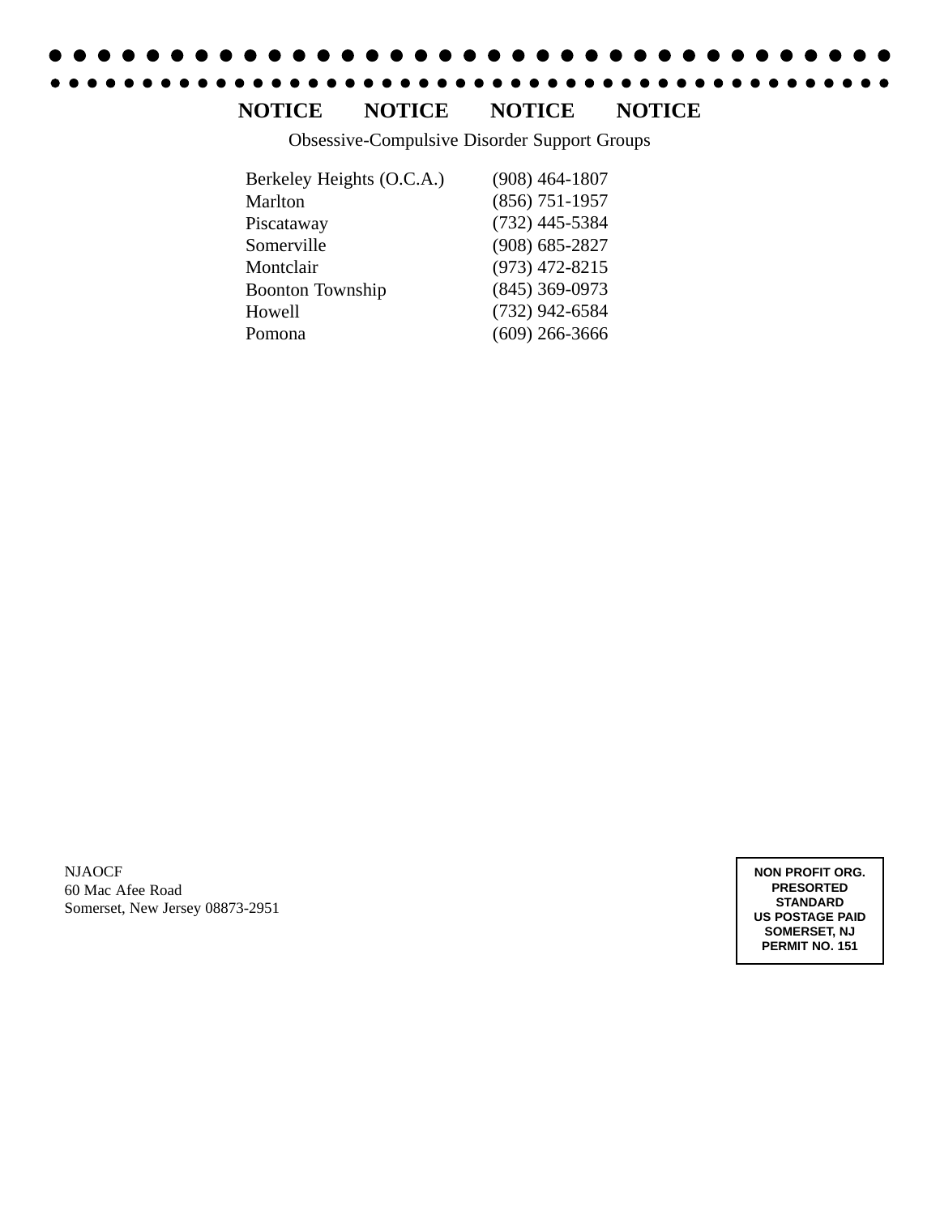**NOTICE NOTICE NOTICE NOTICE**

Obsessive-Compulsive Disorder Support Groups

| | |
|---|---|
| Berkeley Heights (O.C.A.) | (908) 464-1807 |
| Marlton | (856) 751-1957 |
| Piscataway | (732) 445-5384 |
| Somerville | (908) 685-2827 |
| Montclair | (973) 472-8215 |
| Boonton Township | (845) 369-0973 |
| Howell | (732) 942-6584 |
| Pomona | (609) 266-3666 |

NJAOCF
60 Mac Afee Road
Somerset, New Jersey 08873-2951

NON PROFIT ORG.
PRESORTED
STANDARD
US POSTAGE PAID
SOMERSET, NJ
PERMIT NO. 151